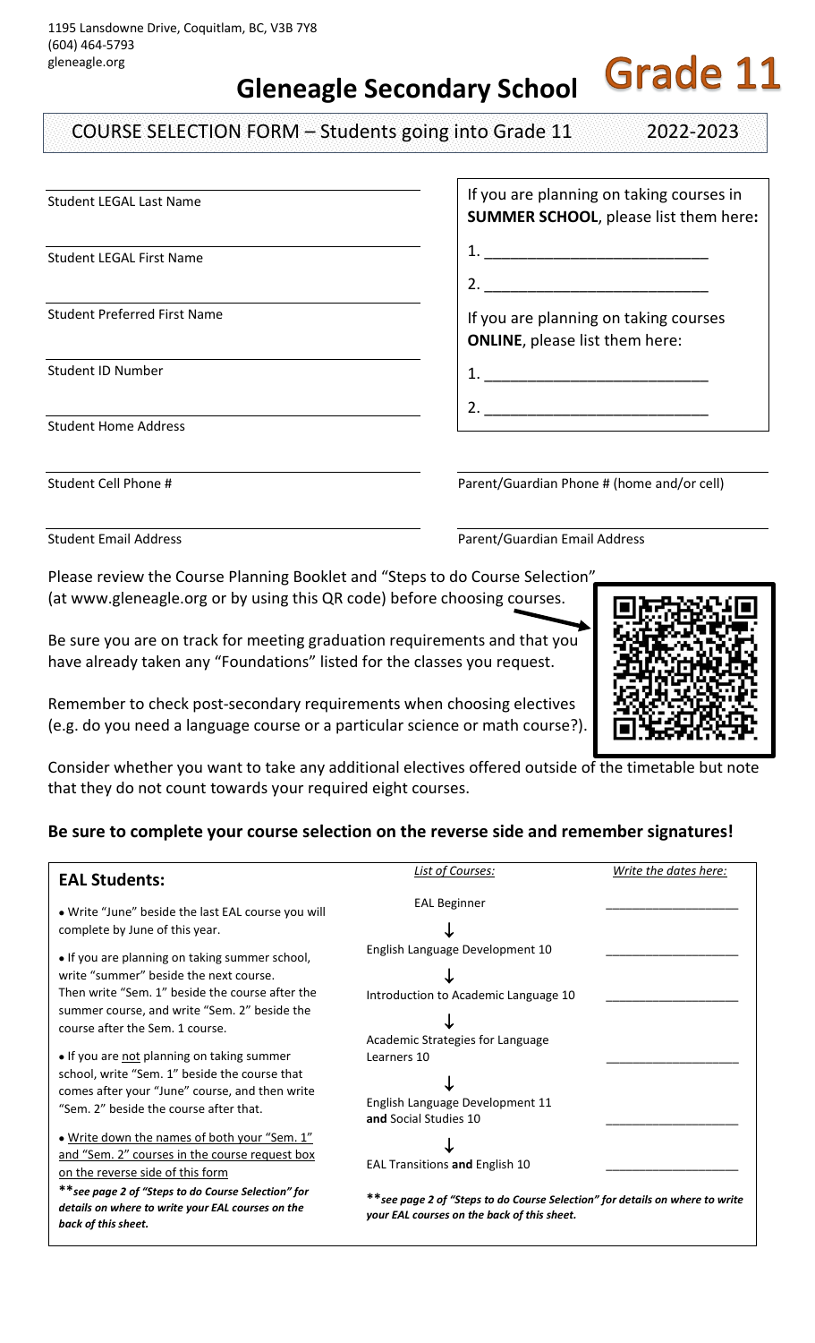1195 Lansdowne Drive, Coquitlam, BC, V3B 7Y8
(604) 464-5793
gleneagle.org

# Gleneagle Secondary School

**Grade 11**

## COURSE SELECTION FORM – Students going into Grade 11 2022-2023

Student LEGAL Last Name

Student LEGAL First Name

Student Preferred First Name

Student ID Number

Student Home Address

If you are planning on taking courses in **SUMMER SCHOOL**, please list them here**:**

1. ______________________
2. ______________________

If you are planning on taking courses **ONLINE**, please list them here:

1. ______________________
2. ______________________

Student Cell Phone #

Parent/Guardian Phone # (home and/or cell)

Student Email Address

Parent/Guardian Email Address

Please review the Course Planning Booklet and "Steps to do Course Selection" (at www.gleneagle.org or by using this QR code) before choosing courses.

Be sure you are on track for meeting graduation requirements and that you have already taken any "Foundations" listed for the classes you request.

Remember to check post-secondary requirements when choosing electives (e.g. do you need a language course or a particular science or math course?).

Consider whether you want to take any additional electives offered outside of the timetable but note that they do not count towards your required eight courses.

**Be sure to complete your course selection on the reverse side and remember signatures!**

### EAL Students:

- Write "June" beside the last EAL course you will complete by June of this year.
- If you are planning on taking summer school, write "summer" beside the next course. Then write "Sem. 1" beside the course after the summer course, and write "Sem. 2" beside the course after the Sem. 1 course.
- If you are not planning on taking summer school, write "Sem. 1" beside the course that comes after your "June" course, and then write "Sem. 2" beside the course after that.
- Write down the names of both your "Sem. 1" and "Sem. 2" courses in the course request box on the reverse side of this form

***\*\*see page 2 of "Steps to do Course Selection" for details on where to write your EAL courses on the back of this sheet.***

| *List of Courses:* | *Write the dates here:* |
| --- | --- |
| EAL Beginner ↓ | ________________ |
| English Language Development 10 ↓ | ________________ |
| Introduction to Academic Language 10 ↓ | ________________ |
| Academic Strategies for Language Learners 10 ↓ | ________________ |
| English Language Development 11 **and** Social Studies 10 ↓ | ________________ |
| EAL Transitions **and** English 10 | ________________ |

***\*\*see page 2 of "Steps to do Course Selection" for details on where to write your EAL courses on the back of this sheet.***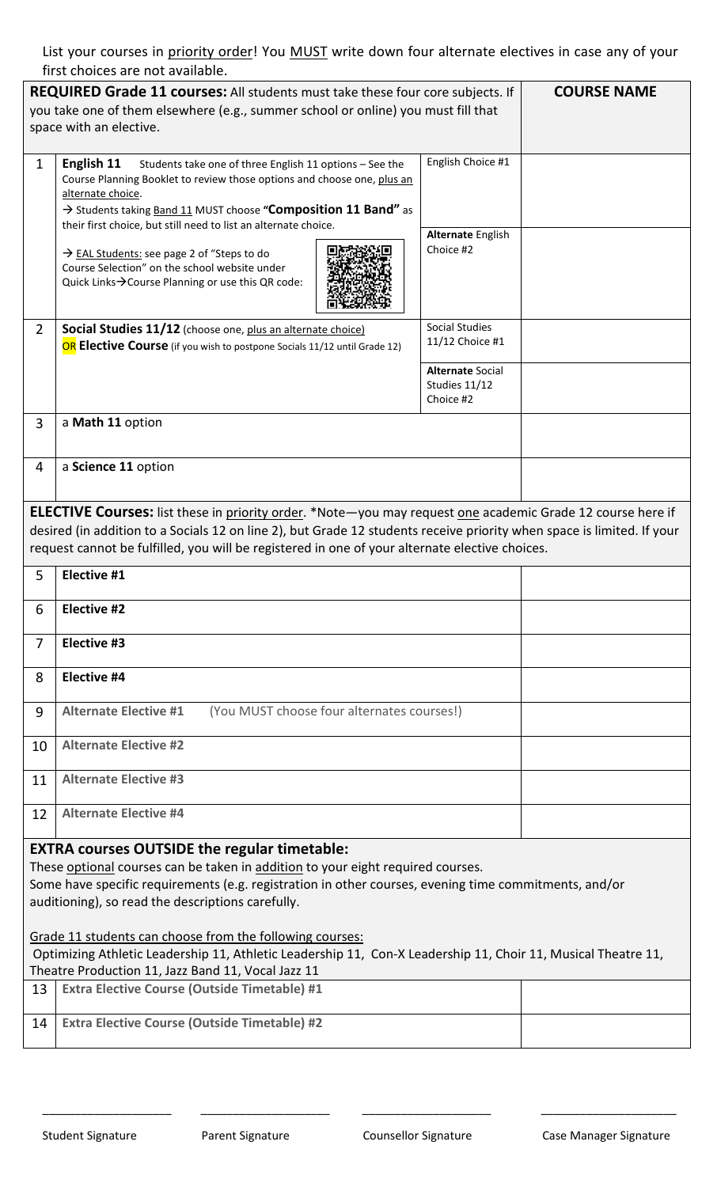List your courses in priority order! You MUST write down four alternate electives in case any of your first choices are not available.

| **REQUIRED Grade 11 courses:** All students must take these four core subjects. If you take one of them elsewhere (e.g., summer school or online) you must fill that space with an elective. | | | **COURSE NAME** |
|---|---|---|---|
| 1 | **English 11** Students take one of three English 11 options – See the Course Planning Booklet to review those options and choose one, plus an alternate choice. → Students taking Band 11 MUST choose **"Composition 11 Band"** as their first choice, but still need to list an alternate choice. → EAL Students: see page 2 of "Steps to do Course Selection" on the school website under Quick Links→Course Planning or use this QR code: | English Choice #1 | |
| | | **Alternate** English Choice #2 | |
| 2 | **Social Studies 11/12** (choose one, plus an alternate choice) OR **Elective Course** (if you wish to postpone Socials 11/12 until Grade 12) | Social Studies 11/12 Choice #1 | |
| | | **Alternate** Social Studies 11/12 Choice #2 | |
| 3 | a **Math 11** option | | |
| 4 | a **Science 11** option | | |

**ELECTIVE Courses:** list these in priority order. *Note—you may request one academic Grade 12 course here if desired (in addition to a Socials 12 on line 2), but Grade 12 students receive priority when space is limited. If your request cannot be fulfilled, you will be registered in one of your alternate elective choices.

| | | |
|---|---|---|
| 5 | **Elective #1** | |
| 6 | **Elective #2** | |
| 7 | **Elective #3** | |
| 8 | **Elective #4** | |
| 9 | **Alternate Elective #1** (You MUST choose four alternates courses!) | |
| 10 | **Alternate Elective #2** | |
| 11 | **Alternate Elective #3** | |
| 12 | **Alternate Elective #4** | |

**EXTRA courses OUTSIDE the regular timetable:**

These optional courses can be taken in addition to your eight required courses.
Some have specific requirements (e.g. registration in other courses, evening time commitments, and/or auditioning), so read the descriptions carefully.

Grade 11 students can choose from the following courses:
Optimizing Athletic Leadership 11, Athletic Leadership 11, Con-X Leadership 11, Choir 11, Musical Theatre 11, Theatre Production 11, Jazz Band 11, Vocal Jazz 11

| | | |
|---|---|---|
| 13 | **Extra Elective Course (Outside Timetable) #1** | |
| 14 | **Extra Elective Course (Outside Timetable) #2** | |

\_\_\_\_\_\_\_\_\_\_\_\_\_\_\_\_\_\_\_\_ Student Signature

\_\_\_\_\_\_\_\_\_\_\_\_\_\_\_\_\_\_\_\_ Parent Signature

\_\_\_\_\_\_\_\_\_\_\_\_\_\_\_\_\_\_\_\_ Counsellor Signature

\_\_\_\_\_\_\_\_\_\_\_\_\_\_\_\_\_\_\_\_ Case Manager Signature